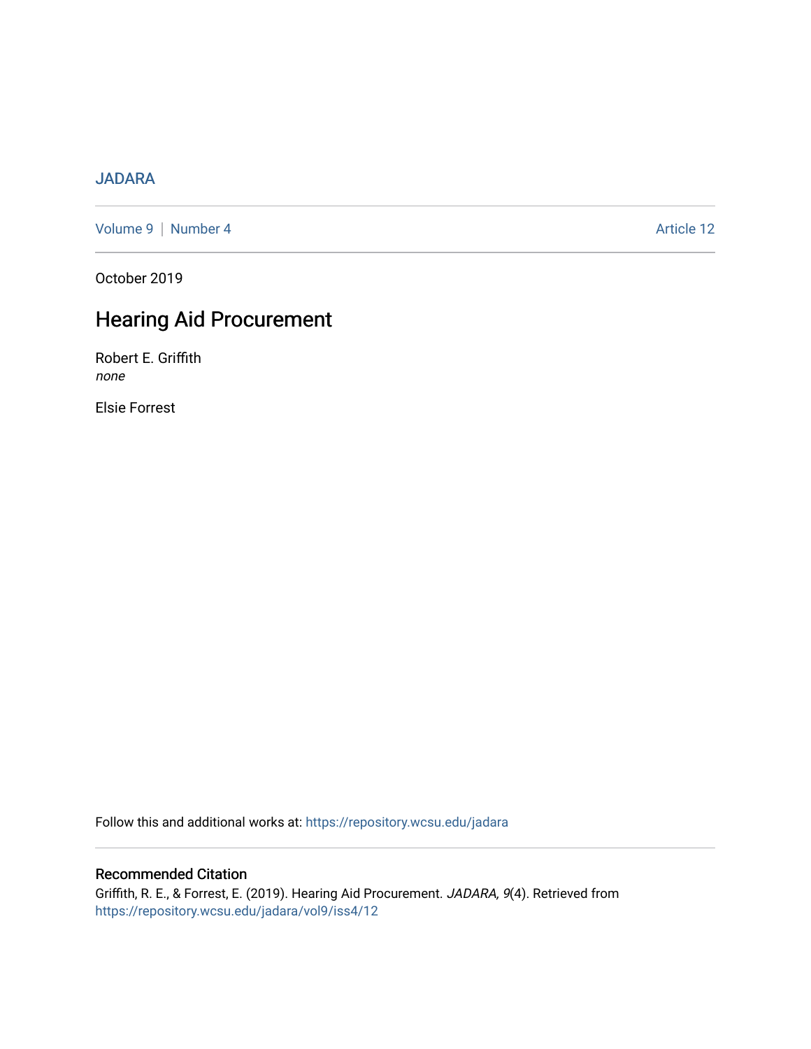JADARA

Volume 9 | Number 4 Article 12

October 2019

# Hearing Aid Procurement

Robert E. Griffith
*none*

Elsie Forrest

Follow this and additional works at: https://repository.wcsu.edu/jadara

## Recommended Citation

Griffith, R. E., & Forrest, E. (2019). Hearing Aid Procurement. *JADARA, 9*(4). Retrieved from https://repository.wcsu.edu/jadara/vol9/iss4/12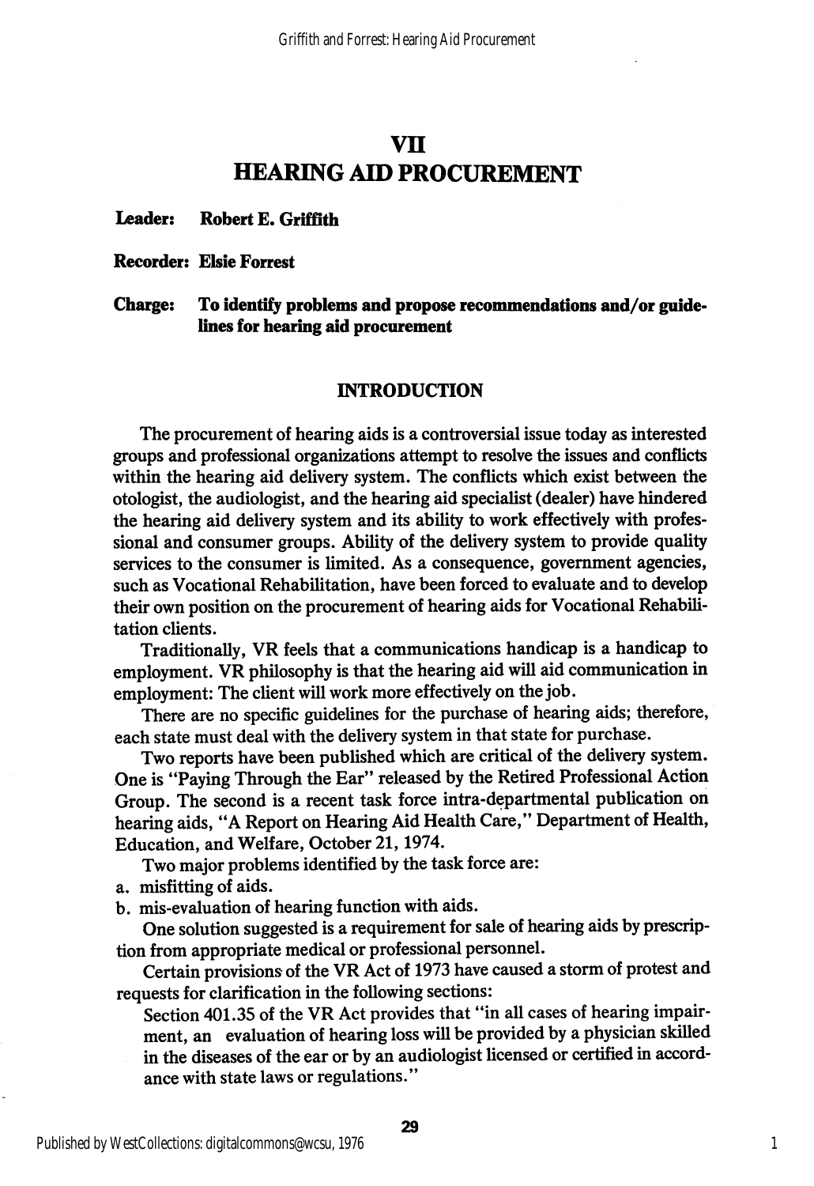# VII
# HEARING AID PROCUREMENT

**Leader: Robert E. Griffith**

**Recorder: Elsie Forrest**

**Charge: To identify problems and propose recommendations and/or guidelines for hearing aid procurement**

## INTRODUCTION

The procurement of hearing aids is a controversial issue today as interested groups and professional organizations attempt to resolve the issues and conflicts within the hearing aid delivery system. The conflicts which exist between the otologist, the audiologist, and the hearing aid specialist (dealer) have hindered the hearing aid delivery system and its ability to work effectively with professional and consumer groups. Ability of the delivery system to provide quality services to the consumer is limited. As a consequence, government agencies, such as Vocational Rehabilitation, have been forced to evaluate and to develop their own position on the procurement of hearing aids for Vocational Rehabilitation clients.

Traditionally, VR feels that a communications handicap is a handicap to employment. VR philosophy is that the hearing aid will aid communication in employment: The client will work more effectively on the job.

There are no specific guidelines for the purchase of hearing aids; therefore, each state must deal with the delivery system in that state for purchase.

Two reports have been published which are critical of the delivery system. One is "Paying Through the Ear" released by the Retired Professional Action Group. The second is a recent task force intra-departmental publication on hearing aids, "A Report on Hearing Aid Health Care," Department of Health, Education, and Welfare, October 21, 1974.

Two major problems identified by the task force are:

a. misfitting of aids.
b. mis-evaluation of hearing function with aids.

One solution suggested is a requirement for sale of hearing aids by prescription from appropriate medical or professional personnel.

Certain provisions of the VR Act of 1973 have caused a storm of protest and requests for clarification in the following sections:

Section 401.35 of the VR Act provides that "in all cases of hearing impairment, an evaluation of hearing loss will be provided by a physician skilled in the diseases of the ear or by an audiologist licensed or certified in accordance with state laws or regulations."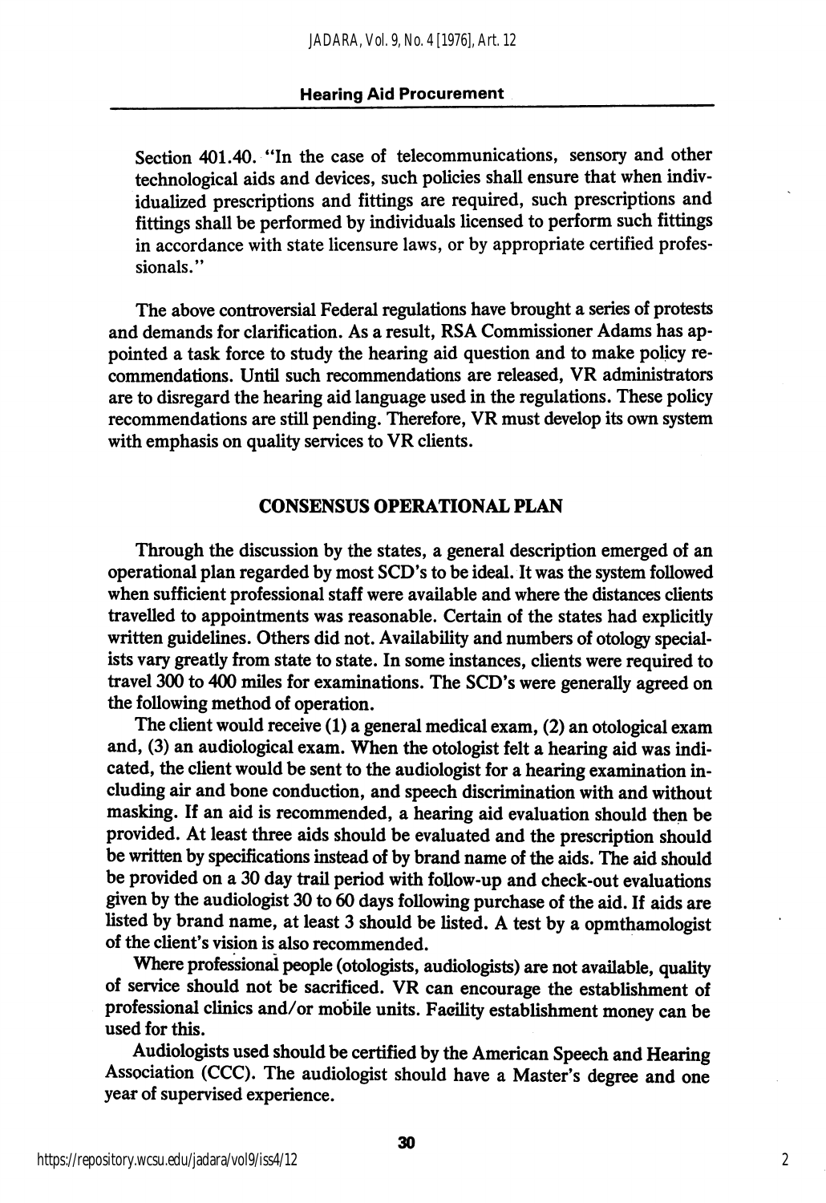Section 401.40. "In the case of telecommunications, sensory and other technological aids and devices, such policies shall ensure that when individualized prescriptions and fittings are required, such prescriptions and fittings shall be performed by individuals licensed to perform such fittings in accordance with state licensure laws, or by appropriate certified professionals."

The above controversial Federal regulations have brought a series of protests and demands for clarification. As a result, RSA Commissioner Adams has appointed a task force to study the hearing aid question and to make policy recommendations. Until such recommendations are released, VR administrators are to disregard the hearing aid language used in the regulations. These policy recommendations are still pending. Therefore, VR must develop its own system with emphasis on quality services to VR clients.

## CONSENSUS OPERATIONAL PLAN

Through the discussion by the states, a general description emerged of an operational plan regarded by most SCD's to be ideal. It was the system followed when sufficient professional staff were available and where the distances clients travelled to appointments was reasonable. Certain of the states had explicitly written guidelines. Others did not. Availability and numbers of otology specialists vary greatly from state to state. In some instances, clients were required to travel 300 to 400 miles for examinations. The SCD's were generally agreed on the following method of operation.

The client would receive (1) a general medical exam, (2) an otological exam and, (3) an audiological exam. When the otologist felt a hearing aid was indicated, the client would be sent to the audiologist for a hearing examination including air and bone conduction, and speech discrimination with and without masking. If an aid is recommended, a hearing aid evaluation should then be provided. At least three aids should be evaluated and the prescription should be written by specifications instead of by brand name of the aids. The aid should be provided on a 30 day trail period with follow-up and check-out evaluations given by the audiologist 30 to 60 days following purchase of the aid. If aids are listed by brand name, at least 3 should be listed. A test by a opmthamologist of the client's vision is also recommended.

Where professional people (otologists, audiologists) are not available, quality of service should not be sacrificed. VR can encourage the establishment of professional clinics and/or mobile units. Facility establishment money can be used for this.

Audiologists used should be certified by the American Speech and Hearing Association (CCC). The audiologist should have a Master's degree and one year of supervised experience.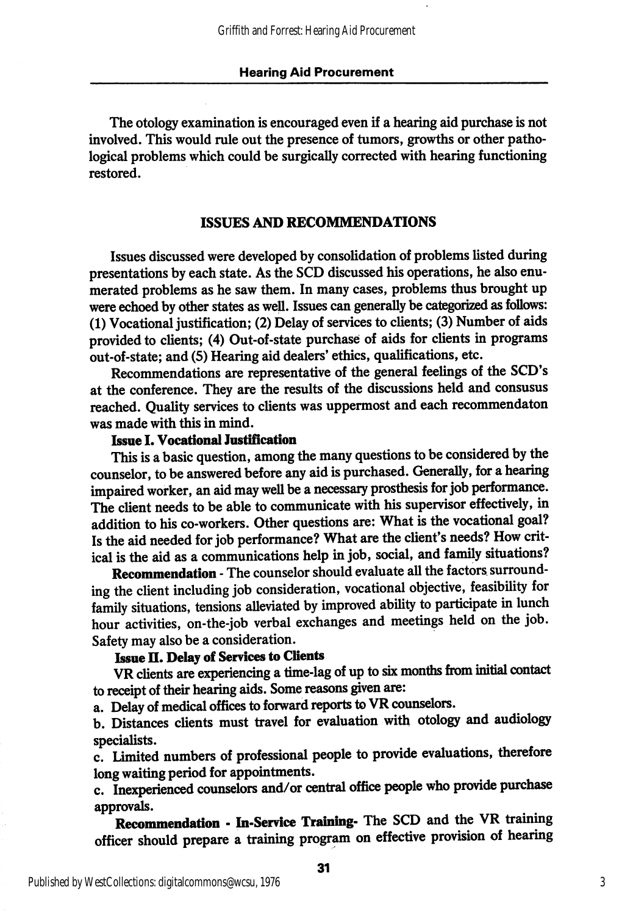The otology examination is encouraged even if a hearing aid purchase is not involved. This would rule out the presence of tumors, growths or other pathological problems which could be surgically corrected with hearing functioning restored.

## ISSUES AND RECOMMENDATIONS

Issues discussed were developed by consolidation of problems listed during presentations by each state. As the SCD discussed his operations, he also enumerated problems as he saw them. In many cases, problems thus brought up were echoed by other states as well. Issues can generally be categorized as follows: (1) Vocational justification; (2) Delay of services to clients; (3) Number of aids provided to clients; (4) Out-of-state purchase of aids for clients in programs out-of-state; and (5) Hearing aid dealers' ethics, qualifications, etc.

Recommendations are representative of the general feelings of the SCD's at the conference. They are the results of the discussions held and consusus reached. Quality services to clients was uppermost and each recommendaton was made with this in mind.

**Issue I. Vocational Justification**

This is a basic question, among the many questions to be considered by the counselor, to be answered before any aid is purchased. Generally, for a hearing impaired worker, an aid may well be a necessary prosthesis for job performance. The client needs to be able to communicate with his supervisor effectively, in addition to his co-workers. Other questions are: What is the vocational goal? Is the aid needed for job performance? What are the client's needs? How critical is the aid as a communications help in job, social, and family situations?

**Recommendation** - The counselor should evaluate all the factors surrounding the client including job consideration, vocational objective, feasibility for family situations, tensions alleviated by improved ability to participate in lunch hour activities, on-the-job verbal exchanges and meetings held on the job. Safety may also be a consideration.

**Issue II. Delay of Services to Clients**

VR clients are experiencing a time-lag of up to six months from initial contact to receipt of their hearing aids. Some reasons given are:

a. Delay of medical offices to forward reports to VR counselors.

b. Distances clients must travel for evaluation with otology and audiology specialists.

c. Limited numbers of professional people to provide evaluations, therefore long waiting period for appointments.

c. Inexperienced counselors and/or central office people who provide purchase approvals.

**Recommendation - In-Service Training-** The SCD and the VR training officer should prepare a training program on effective provision of hearing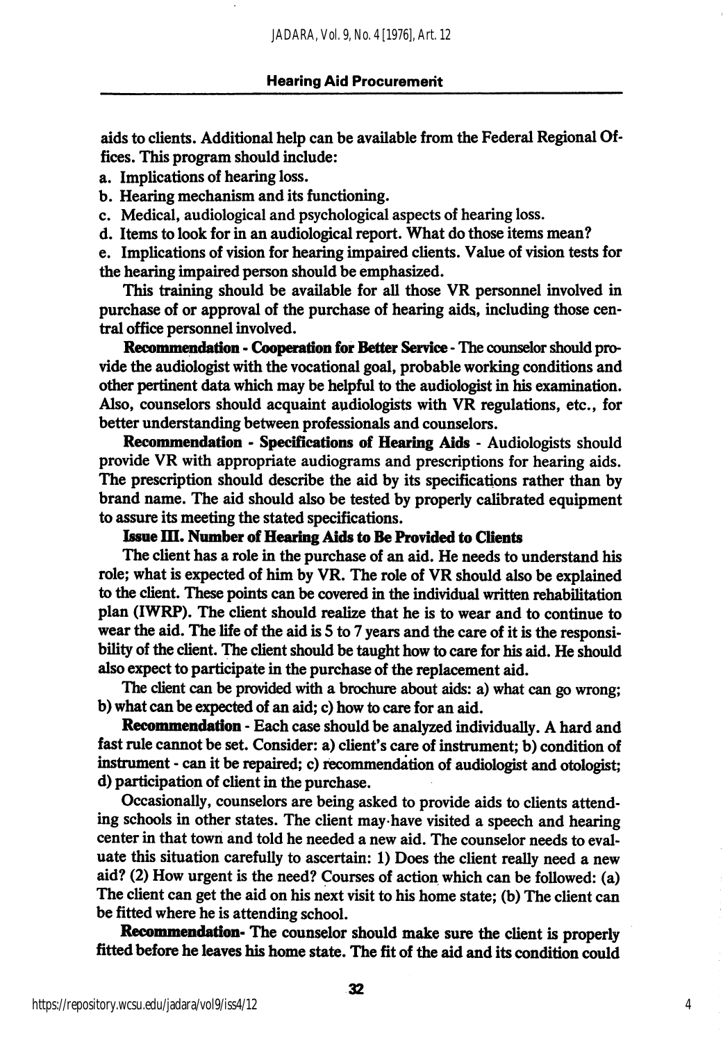aids to clients. Additional help can be available from the Federal Regional Offices. This program should include:

a. Implications of hearing loss.
b. Hearing mechanism and its functioning.
c. Medical, audiological and psychological aspects of hearing loss.
d. Items to look for in an audiological report. What do those items mean?
e. Implications of vision for hearing impaired clients. Value of vision tests for the hearing impaired person should be emphasized.

This training should be available for all those VR personnel involved in purchase of or approval of the purchase of hearing aids, including those central office personnel involved.

**Recommendation - Cooperation for Better Service** - The counselor should provide the audiologist with the vocational goal, probable working conditions and other pertinent data which may be helpful to the audiologist in his examination. Also, counselors should acquaint audiologists with VR regulations, etc., for better understanding between professionals and counselors.

**Recommendation - Specifications of Hearing Aids** - Audiologists should provide VR with appropriate audiograms and prescriptions for hearing aids. The prescription should describe the aid by its specifications rather than by brand name. The aid should also be tested by properly calibrated equipment to assure its meeting the stated specifications.

**Issue III. Number of Hearing Aids to Be Provided to Clients**

The client has a role in the purchase of an aid. He needs to understand his role; what is expected of him by VR. The role of VR should also be explained to the client. These points can be covered in the individual written rehabilitation plan (IWRP). The client should realize that he is to wear and to continue to wear the aid. The life of the aid is 5 to 7 years and the care of it is the responsibility of the client. The client should be taught how to care for his aid. He should also expect to participate in the purchase of the replacement aid.

The client can be provided with a brochure about aids: a) what can go wrong; b) what can be expected of an aid; c) how to care for an aid.

**Recommendation** - Each case should be analyzed individually. A hard and fast rule cannot be set. Consider: a) client's care of instrument; b) condition of instrument - can it be repaired; c) recommendation of audiologist and otologist; d) participation of client in the purchase.

Occasionally, counselors are being asked to provide aids to clients attending schools in other states. The client may have visited a speech and hearing center in that town and told he needed a new aid. The counselor needs to evaluate this situation carefully to ascertain: 1) Does the client really need a new aid? (2) How urgent is the need? Courses of action which can be followed: (a) The client can get the aid on his next visit to his home state; (b) The client can be fitted where he is attending school.

**Recommendation**- The counselor should make sure the client is properly fitted before he leaves his home state. The fit of the aid and its condition could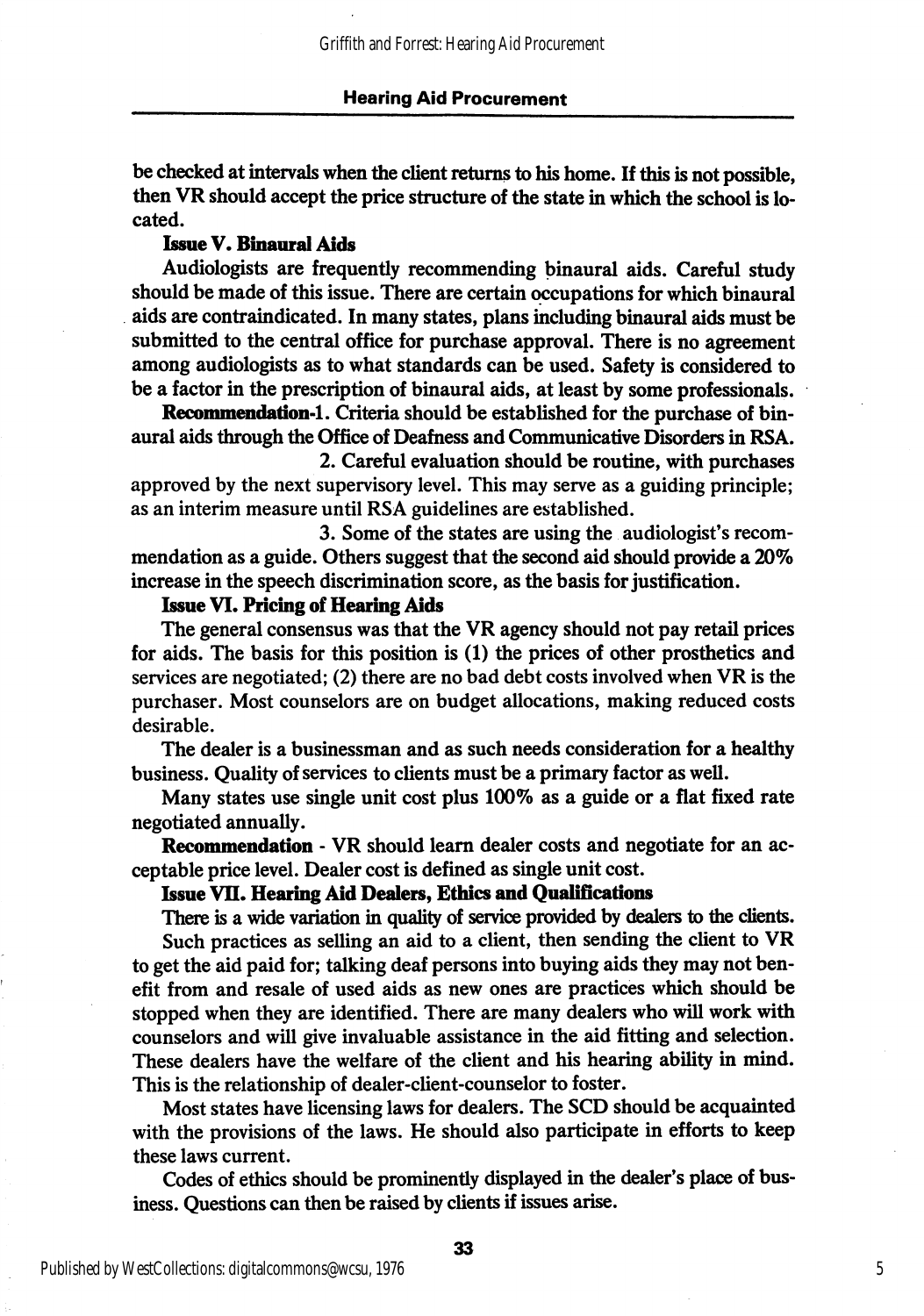be checked at intervals when the client returns to his home. If this is not possible, then VR should accept the price structure of the state in which the school is located.

**Issue V. Binaural Aids**

Audiologists are frequently recommending binaural aids. Careful study should be made of this issue. There are certain occupations for which binaural aids are contraindicated. In many states, plans including binaural aids must be submitted to the central office for purchase approval. There is no agreement among audiologists as to what standards can be used. Safety is considered to be a factor in the prescription of binaural aids, at least by some professionals.

**Recommendation**-1. Criteria should be established for the purchase of binaural aids through the Office of Deafness and Communicative Disorders in RSA.

2. Careful evaluation should be routine, with purchases approved by the next supervisory level. This may serve as a guiding principle; as an interim measure until RSA guidelines are established.

3. Some of the states are using the audiologist's recommendation as a guide. Others suggest that the second aid should provide a 20% increase in the speech discrimination score, as the basis for justification.

**Issue VI. Pricing of Hearing Aids**

The general consensus was that the VR agency should not pay retail prices for aids. The basis for this position is (1) the prices of other prosthetics and services are negotiated; (2) there are no bad debt costs involved when VR is the purchaser. Most counselors are on budget allocations, making reduced costs desirable.

The dealer is a businessman and as such needs consideration for a healthy business. Quality of services to clients must be a primary factor as well.

Many states use single unit cost plus 100% as a guide or a flat fixed rate negotiated annually.

**Recommendation** - VR should learn dealer costs and negotiate for an acceptable price level. Dealer cost is defined as single unit cost.

**Issue VII. Hearing Aid Dealers, Ethics and Qualifications**

There is a wide variation in quality of service provided by dealers to the clients.

Such practices as selling an aid to a client, then sending the client to VR to get the aid paid for; talking deaf persons into buying aids they may not benefit from and resale of used aids as new ones are practices which should be stopped when they are identified. There are many dealers who will work with counselors and will give invaluable assistance in the aid fitting and selection. These dealers have the welfare of the client and his hearing ability in mind. This is the relationship of dealer-client-counselor to foster.

Most states have licensing laws for dealers. The SCD should be acquainted with the provisions of the laws. He should also participate in efforts to keep these laws current.

Codes of ethics should be prominently displayed in the dealer's place of business. Questions can then be raised by clients if issues arise.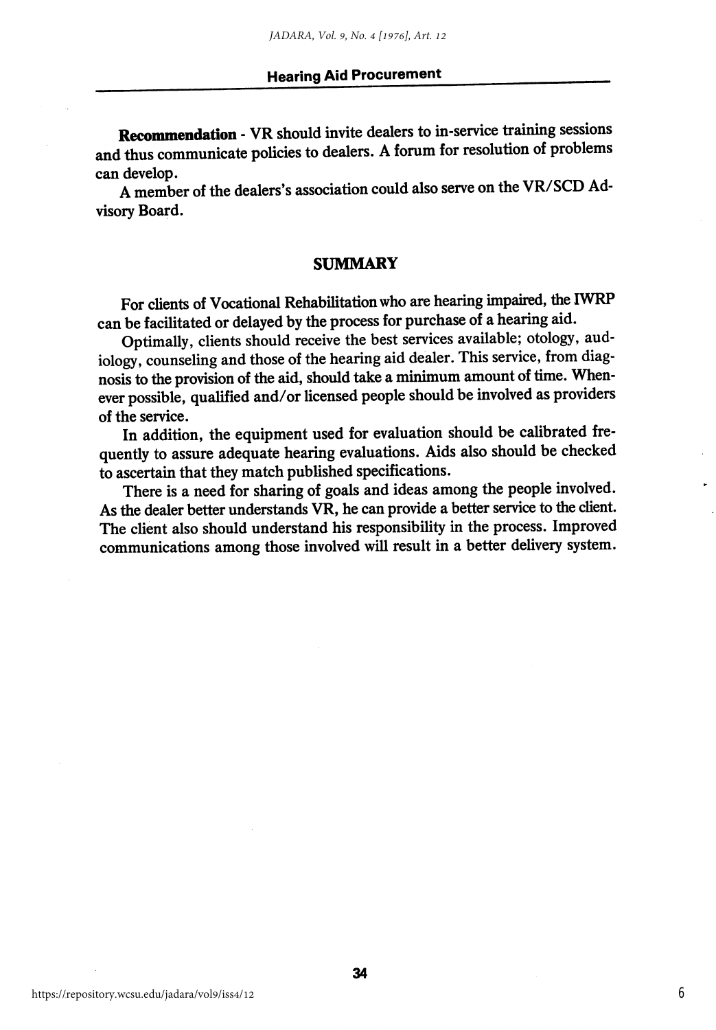**Recommendation** - VR should invite dealers to in-service training sessions and thus communicate policies to dealers. A forum for resolution of problems can develop.

A member of the dealers's association could also serve on the VR/SCD Advisory Board.

## SUMMARY

For clients of Vocational Rehabilitation who are hearing impaired, the IWRP can be facilitated or delayed by the process for purchase of a hearing aid.

Optimally, clients should receive the best services available; otology, audiology, counseling and those of the hearing aid dealer. This service, from diagnosis to the provision of the aid, should take a minimum amount of time. Whenever possible, qualified and/or licensed people should be involved as providers of the service.

In addition, the equipment used for evaluation should be calibrated frequently to assure adequate hearing evaluations. Aids also should be checked to ascertain that they match published specifications.

There is a need for sharing of goals and ideas among the people involved. As the dealer better understands VR, he can provide a better service to the client. The client also should understand his responsibility in the process. Improved communications among those involved will result in a better delivery system.